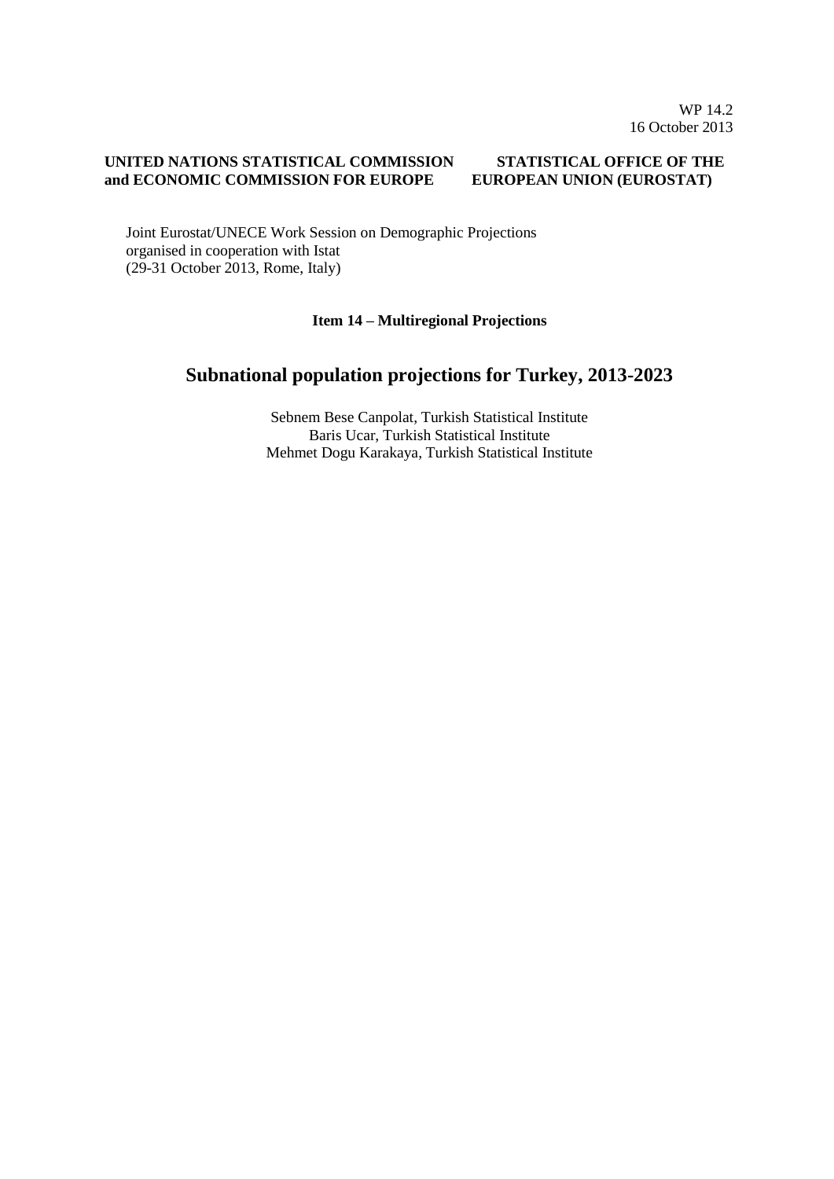WP 14.2
16 October 2013

**UNITED NATIONS STATISTICAL COMMISSION and ECONOMIC COMMISSION FOR EUROPE**

**STATISTICAL OFFICE OF THE EUROPEAN UNION (EUROSTAT)**

Joint Eurostat/UNECE Work Session on Demographic Projections
organised in cooperation with Istat
(29-31 October 2013, Rome, Italy)

**Item 14 – Multiregional Projections**

# Subnational population projections for Turkey, 2013-2023

Sebnem Bese Canpolat, Turkish Statistical Institute
Baris Ucar, Turkish Statistical Institute
Mehmet Dogu Karakaya, Turkish Statistical Institute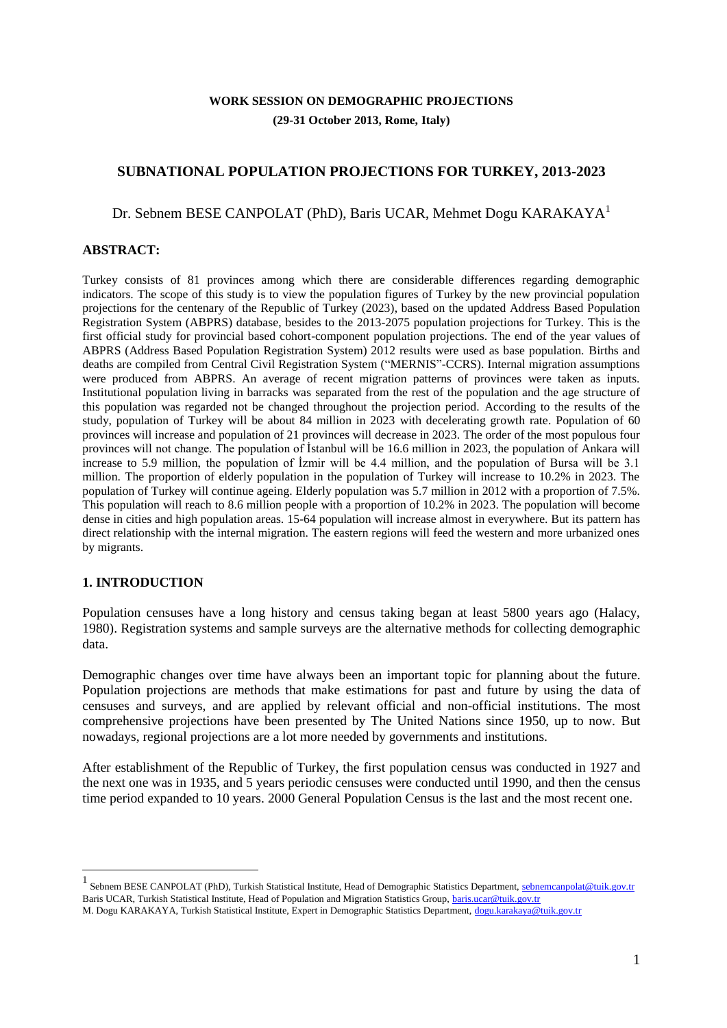**WORK SESSION ON DEMOGRAPHIC PROJECTIONS**

**(29-31 October 2013, Rome, Italy)**

## SUBNATIONAL POPULATION PROJECTIONS FOR TURKEY, 2013-2023

Dr. Sebnem BESE CANPOLAT (PhD), Baris UCAR, Mehmet Dogu KARAKAYA[1]

**ABSTRACT:**

Turkey consists of 81 provinces among which there are considerable differences regarding demographic indicators. The scope of this study is to view the population figures of Turkey by the new provincial population projections for the centenary of the Republic of Turkey (2023), based on the updated Address Based Population Registration System (ABPRS) database, besides to the 2013-2075 population projections for Turkey. This is the first official study for provincial based cohort-component population projections. The end of the year values of ABPRS (Address Based Population Registration System) 2012 results were used as base population. Births and deaths are compiled from Central Civil Registration System ("MERNIS"-CCRS). Internal migration assumptions were produced from ABPRS. An average of recent migration patterns of provinces were taken as inputs. Institutional population living in barracks was separated from the rest of the population and the age structure of this population was regarded not be changed throughout the projection period. According to the results of the study, population of Turkey will be about 84 million in 2023 with decelerating growth rate. Population of 60 provinces will increase and population of 21 provinces will decrease in 2023. The order of the most populous four provinces will not change. The population of İstanbul will be 16.6 million in 2023, the population of Ankara will increase to 5.9 million, the population of İzmir will be 4.4 million, and the population of Bursa will be 3.1 million. The proportion of elderly population in the population of Turkey will increase to 10.2% in 2023. The population of Turkey will continue ageing. Elderly population was 5.7 million in 2012 with a proportion of 7.5%. This population will reach to 8.6 million people with a proportion of 10.2% in 2023. The population will become dense in cities and high population areas. 15-64 population will increase almost in everywhere. But its pattern has direct relationship with the internal migration. The eastern regions will feed the western and more urbanized ones by migrants.

### 1. INTRODUCTION

Population censuses have a long history and census taking began at least 5800 years ago (Halacy, 1980). Registration systems and sample surveys are the alternative methods for collecting demographic data.

Demographic changes over time have always been an important topic for planning about the future. Population projections are methods that make estimations for past and future by using the data of censuses and surveys, and are applied by relevant official and non-official institutions. The most comprehensive projections have been presented by The United Nations since 1950, up to now. But nowadays, regional projections are a lot more needed by governments and institutions.

After establishment of the Republic of Turkey, the first population census was conducted in 1927 and the next one was in 1935, and 5 years periodic censuses were conducted until 1990, and then the census time period expanded to 10 years. 2000 General Population Census is the last and the most recent one.

---

[1] Sebnem BESE CANPOLAT (PhD), Turkish Statistical Institute, Head of Demographic Statistics Department, sebnemcanpolat@tuik.gov.tr
Baris UCAR, Turkish Statistical Institute, Head of Population and Migration Statistics Group, baris.ucar@tuik.gov.tr
M. Dogu KARAKAYA, Turkish Statistical Institute, Expert in Demographic Statistics Department, dogu.karakaya@tuik.gov.tr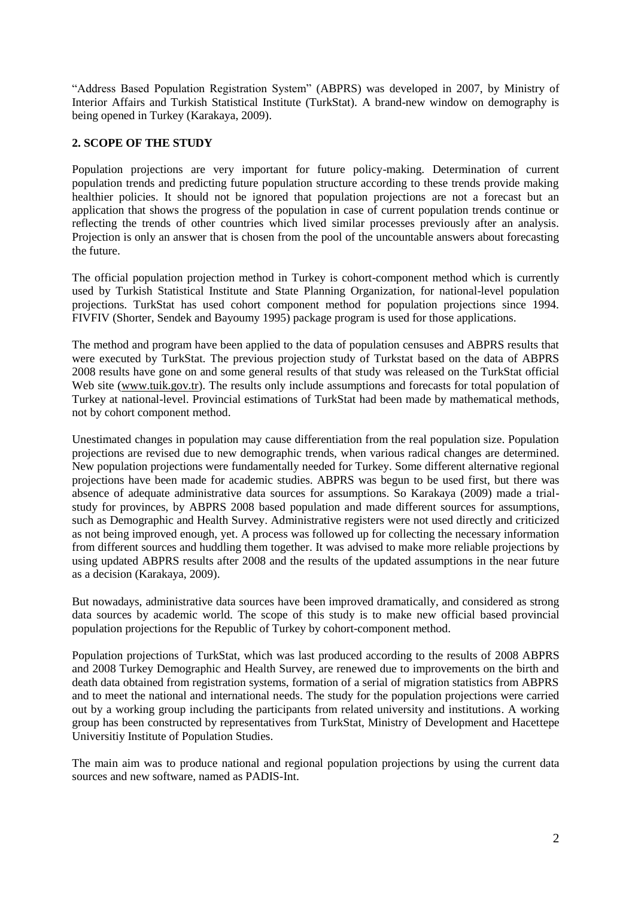"Address Based Population Registration System" (ABPRS) was developed in 2007, by Ministry of Interior Affairs and Turkish Statistical Institute (TurkStat). A brand-new window on demography is being opened in Turkey (Karakaya, 2009).

## 2. SCOPE OF THE STUDY

Population projections are very important for future policy-making. Determination of current population trends and predicting future population structure according to these trends provide making healthier policies. It should not be ignored that population projections are not a forecast but an application that shows the progress of the population in case of current population trends continue or reflecting the trends of other countries which lived similar processes previously after an analysis. Projection is only an answer that is chosen from the pool of the uncountable answers about forecasting the future.

The official population projection method in Turkey is cohort-component method which is currently used by Turkish Statistical Institute and State Planning Organization, for national-level population projections. TurkStat has used cohort component method for population projections since 1994. FIVFIV (Shorter, Sendek and Bayoumy 1995) package program is used for those applications.

The method and program have been applied to the data of population censuses and ABPRS results that were executed by TurkStat. The previous projection study of Turkstat based on the data of ABPRS 2008 results have gone on and some general results of that study was released on the TurkStat official Web site (www.tuik.gov.tr). The results only include assumptions and forecasts for total population of Turkey at national-level. Provincial estimations of TurkStat had been made by mathematical methods, not by cohort component method.

Unestimated changes in population may cause differentiation from the real population size. Population projections are revised due to new demographic trends, when various radical changes are determined. New population projections were fundamentally needed for Turkey. Some different alternative regional projections have been made for academic studies. ABPRS was begun to be used first, but there was absence of adequate administrative data sources for assumptions. So Karakaya (2009) made a trial-study for provinces, by ABPRS 2008 based population and made different sources for assumptions, such as Demographic and Health Survey. Administrative registers were not used directly and criticized as not being improved enough, yet. A process was followed up for collecting the necessary information from different sources and huddling them together. It was advised to make more reliable projections by using updated ABPRS results after 2008 and the results of the updated assumptions in the near future as a decision (Karakaya, 2009).

But nowadays, administrative data sources have been improved dramatically, and considered as strong data sources by academic world. The scope of this study is to make new official based provincial population projections for the Republic of Turkey by cohort-component method.

Population projections of TurkStat, which was last produced according to the results of 2008 ABPRS and 2008 Turkey Demographic and Health Survey, are renewed due to improvements on the birth and death data obtained from registration systems, formation of a serial of migration statistics from ABPRS and to meet the national and international needs. The study for the population projections were carried out by a working group including the participants from related university and institutions. A working group has been constructed by representatives from TurkStat, Ministry of Development and Hacettepe Universitiy Institute of Population Studies.

The main aim was to produce national and regional population projections by using the current data sources and new software, named as PADIS-Int.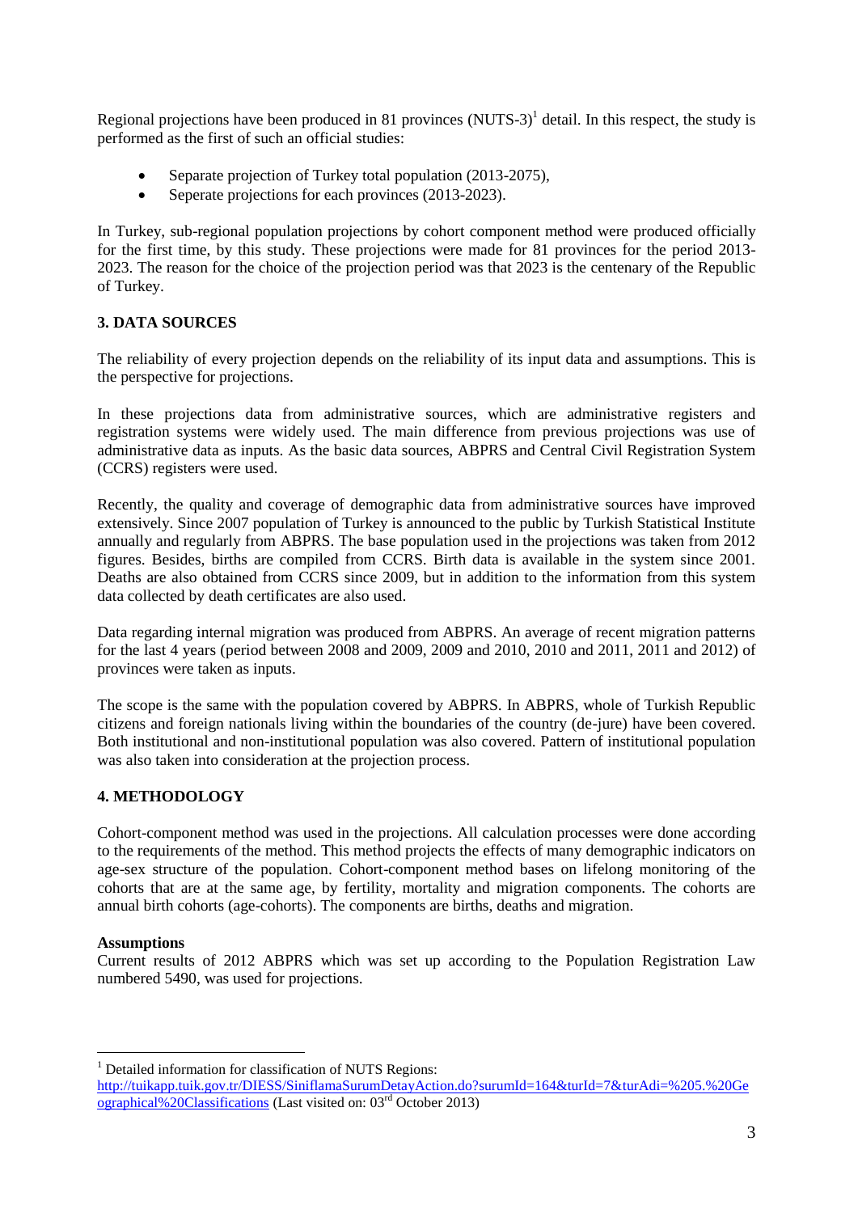Regional projections have been produced in 81 provinces (NUTS-3)[1] detail. In this respect, the study is performed as the first of such an official studies:

- Separate projection of Turkey total population (2013-2075),
- Seperate projections for each provinces (2013-2023).

In Turkey, sub-regional population projections by cohort component method were produced officially for the first time, by this study. These projections were made for 81 provinces for the period 2013-2023. The reason for the choice of the projection period was that 2023 is the centenary of the Republic of Turkey.

## 3. DATA SOURCES

The reliability of every projection depends on the reliability of its input data and assumptions. This is the perspective for projections.

In these projections data from administrative sources, which are administrative registers and registration systems were widely used. The main difference from previous projections was use of administrative data as inputs. As the basic data sources, ABPRS and Central Civil Registration System (CCRS) were used.

Recently, the quality and coverage of demographic data from administrative sources have improved extensively. Since 2007 population of Turkey is announced to the public by Turkish Statistical Institute annually and regularly from ABPRS. The base population used in the projections was taken from 2012 figures. Besides, births are compiled from CCRS. Birth data is available in the system since 2001. Deaths are also obtained from CCRS since 2009, but in addition to the information from this system data collected by death certificates are also used.

Data regarding internal migration was produced from ABPRS. An average of recent migration patterns for the last 4 years (period between 2008 and 2009, 2009 and 2010, 2010 and 2011, 2011 and 2012) of provinces were taken as inputs.

The scope is the same with the population covered by ABPRS. In ABPRS, whole of Turkish Republic citizens and foreign nationals living within the boundaries of the country (de-jure) have been covered. Both institutional and non-institutional population was also covered. Pattern of institutional population was also taken into consideration at the projection process.

## 4. METHODOLOGY

Cohort-component method was used in the projections. All calculation processes were done according to the requirements of the method. This method projects the effects of many demographic indicators on age-sex structure of the population. Cohort-component method bases on lifelong monitoring of the cohorts that are at the same age, by fertility, mortality and migration components. The cohorts are annual birth cohorts (age-cohorts). The components are births, deaths and migration.

**Assumptions**

Current results of 2012 ABPRS which was set up according to the Population Registration Law numbered 5490, was used for projections.

---

[1] Detailed information for classification of NUTS Regions: http://tuikapp.tuik.gov.tr/DIESS/SiniflamaSurumDetayAction.do?surumId=164&turId=7&turAdi=%205.%20Geographical%20Classifications (Last visited on: 03rd October 2013)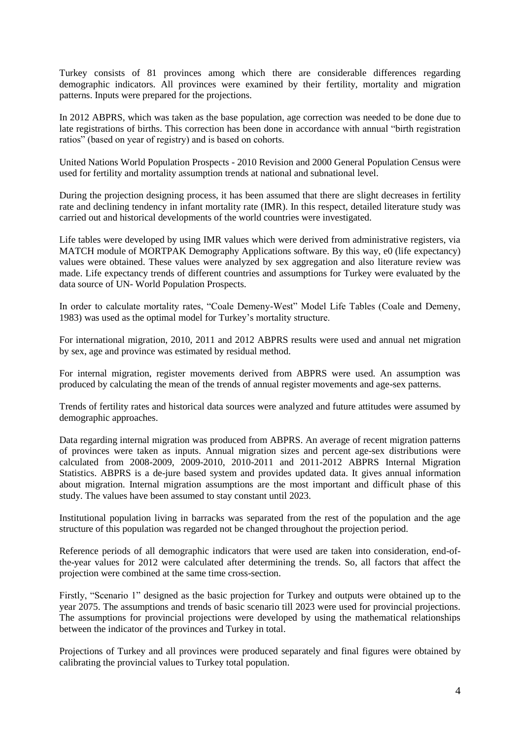Turkey consists of 81 provinces among which there are considerable differences regarding demographic indicators. All provinces were examined by their fertility, mortality and migration patterns. Inputs were prepared for the projections.

In 2012 ABPRS, which was taken as the base population, age correction was needed to be done due to late registrations of births. This correction has been done in accordance with annual "birth registration ratios" (based on year of registry) and is based on cohorts.

United Nations World Population Prospects - 2010 Revision and 2000 General Population Census were used for fertility and mortality assumption trends at national and subnational level.

During the projection designing process, it has been assumed that there are slight decreases in fertility rate and declining tendency in infant mortality rate (IMR). In this respect, detailed literature study was carried out and historical developments of the world countries were investigated.

Life tables were developed by using IMR values which were derived from administrative registers, via MATCH module of MORTPAK Demography Applications software. By this way, e0 (life expectancy) values were obtained. These values were analyzed by sex aggregation and also literature review was made. Life expectancy trends of different countries and assumptions for Turkey were evaluated by the data source of UN- World Population Prospects.

In order to calculate mortality rates, "Coale Demeny-West" Model Life Tables (Coale and Demeny, 1983) was used as the optimal model for Turkey's mortality structure.

For international migration, 2010, 2011 and 2012 ABPRS results were used and annual net migration by sex, age and province was estimated by residual method.

For internal migration, register movements derived from ABPRS were used. An assumption was produced by calculating the mean of the trends of annual register movements and age-sex patterns.

Trends of fertility rates and historical data sources were analyzed and future attitudes were assumed by demographic approaches.

Data regarding internal migration was produced from ABPRS. An average of recent migration patterns of provinces were taken as inputs. Annual migration sizes and percent age-sex distributions were calculated from 2008-2009, 2009-2010, 2010-2011 and 2011-2012 ABPRS Internal Migration Statistics. ABPRS is a de-jure based system and provides updated data. It gives annual information about migration. Internal migration assumptions are the most important and difficult phase of this study. The values have been assumed to stay constant until 2023.

Institutional population living in barracks was separated from the rest of the population and the age structure of this population was regarded not be changed throughout the projection period.

Reference periods of all demographic indicators that were used are taken into consideration, end-of-the-year values for 2012 were calculated after determining the trends. So, all factors that affect the projection were combined at the same time cross-section.

Firstly, "Scenario 1" designed as the basic projection for Turkey and outputs were obtained up to the year 2075. The assumptions and trends of basic scenario till 2023 were used for provincial projections. The assumptions for provincial projections were developed by using the mathematical relationships between the indicator of the provinces and Turkey in total.

Projections of Turkey and all provinces were produced separately and final figures were obtained by calibrating the provincial values to Turkey total population.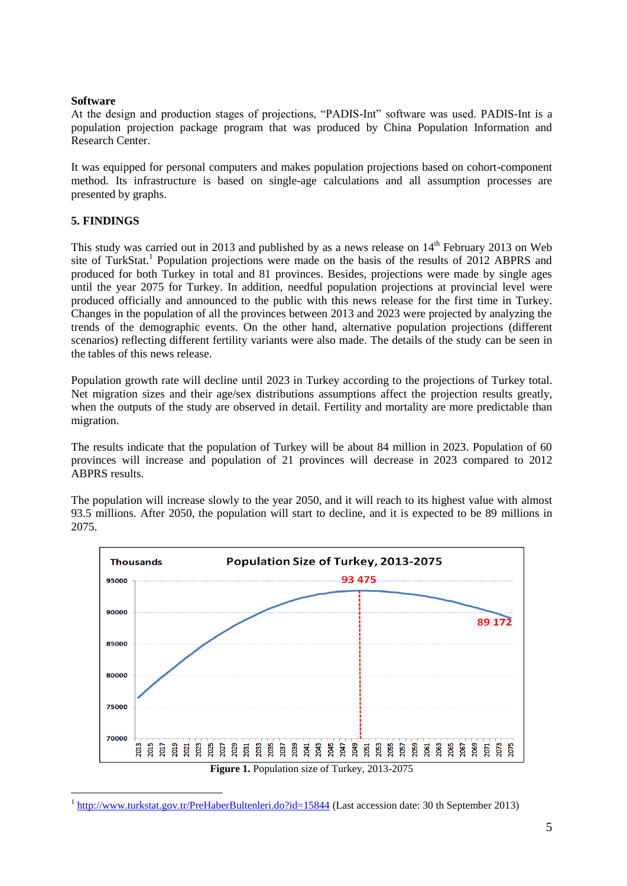**Software**

At the design and production stages of projections, "PADIS-Int" software was used. PADIS-Int is a population projection package program that was produced by China Population Information and Research Center.

It was equipped for personal computers and makes population projections based on cohort-component method. Its infrastructure is based on single-age calculations and all assumption processes are presented by graphs.

## 5. FINDINGS

This study was carried out in 2013 and published by as a news release on 14th February 2013 on Web site of TurkStat.[1] Population projections were made on the basis of the results of 2012 ABPRS and produced for both Turkey in total and 81 provinces. Besides, projections were made by single ages until the year 2075 for Turkey. In addition, needful population projections at provincial level were produced officially and announced to the public with this news release for the first time in Turkey. Changes in the population of all the provinces between 2013 and 2023 were projected by analyzing the trends of the demographic events. On the other hand, alternative population projections (different scenarios) reflecting different fertility variants were also made. The details of the study can be seen in the tables of this news release.

Population growth rate will decline until 2023 in Turkey according to the projections of Turkey total. Net migration sizes and their age/sex distributions assumptions affect the projection results greatly, when the outputs of the study are observed in detail. Fertility and mortality are more predictable than migration.

The results indicate that the population of Turkey will be about 84 million in 2023. Population of 60 provinces will increase and population of 21 provinces will decrease in 2023 compared to 2012 ABPRS results.

The population will increase slowly to the year 2050, and it will reach to its highest value with almost 93.5 millions. After 2050, the population will start to decline, and it is expected to be 89 millions in 2075.

**Figure 1.** Population size of Turkey, 2013-2075

[1] http://www.turkstat.gov.tr/PreHaberBultenleri.do?id=15844 (Last accession date: 30 th September 2013)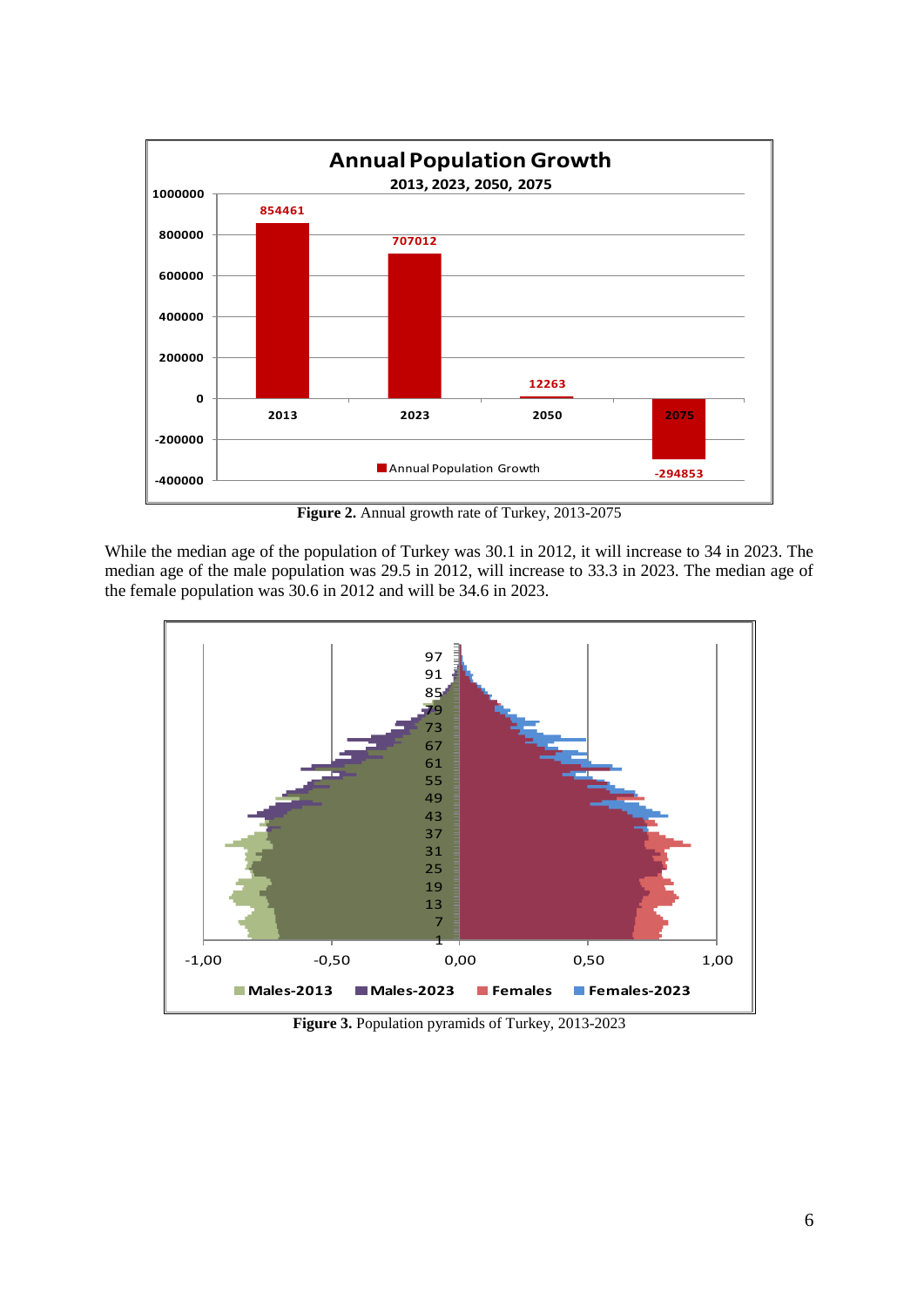**Figure 2.** Annual growth rate of Turkey, 2013-2075

While the median age of the population of Turkey was 30.1 in 2012, it will increase to 34 in 2023. The median age of the male population was 29.5 in 2012, will increase to 33.3 in 2023. The median age of the female population was 30.6 in 2012 and will be 34.6 in 2023.

**Figure 3.** Population pyramids of Turkey, 2013-2023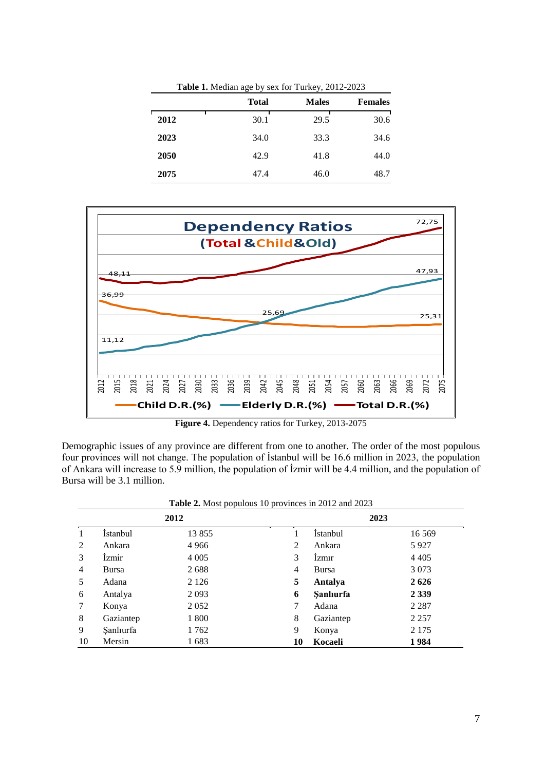**Table 1.** Median age by sex for Turkey, 2012-2023

| | Total | Males | Females |
|---|---|---|---|
| **2012** | 30.1 | 29.5 | 30.6 |
| **2023** | 34.0 | 33.3 | 34.6 |
| **2050** | 42.9 | 41.8 | 44.0 |
| **2075** | 47.4 | 46.0 | 48.7 |

**Figure 4.** Dependency ratios for Turkey, 2013-2075

Demographic issues of any province are different from one to another. The order of the most populous four provinces will not change. The population of İstanbul will be 16.6 million in 2023, the population of Ankara will increase to 5.9 million, the population of İzmir will be 4.4 million, and the population of Bursa will be 3.1 million.

**Table 2.** Most populous 10 provinces in 2012 and 2023

| 2012 | | | 2023 | | |
|---|---|---|---|---|---|
| 1 | İstanbul | 13 855 | 1 | İstanbul | 16 569 |
| 2 | Ankara | 4 966 | 2 | Ankara | 5 927 |
| 3 | İzmir | 4 005 | 3 | İzmır | 4 405 |
| 4 | Bursa | 2 688 | 4 | Bursa | 3 073 |
| 5 | Adana | 2 126 | **5** | **Antalya** | **2 626** |
| 6 | Antalya | 2 093 | **6** | **Şanlıurfa** | **2 339** |
| 7 | Konya | 2 052 | 7 | Adana | 2 287 |
| 8 | Gaziantep | 1 800 | 8 | Gaziantep | 2 257 |
| 9 | Şanlıurfa | 1 762 | 9 | Konya | 2 175 |
| 10 | Mersin | 1 683 | **10** | **Kocaeli** | **1 984** |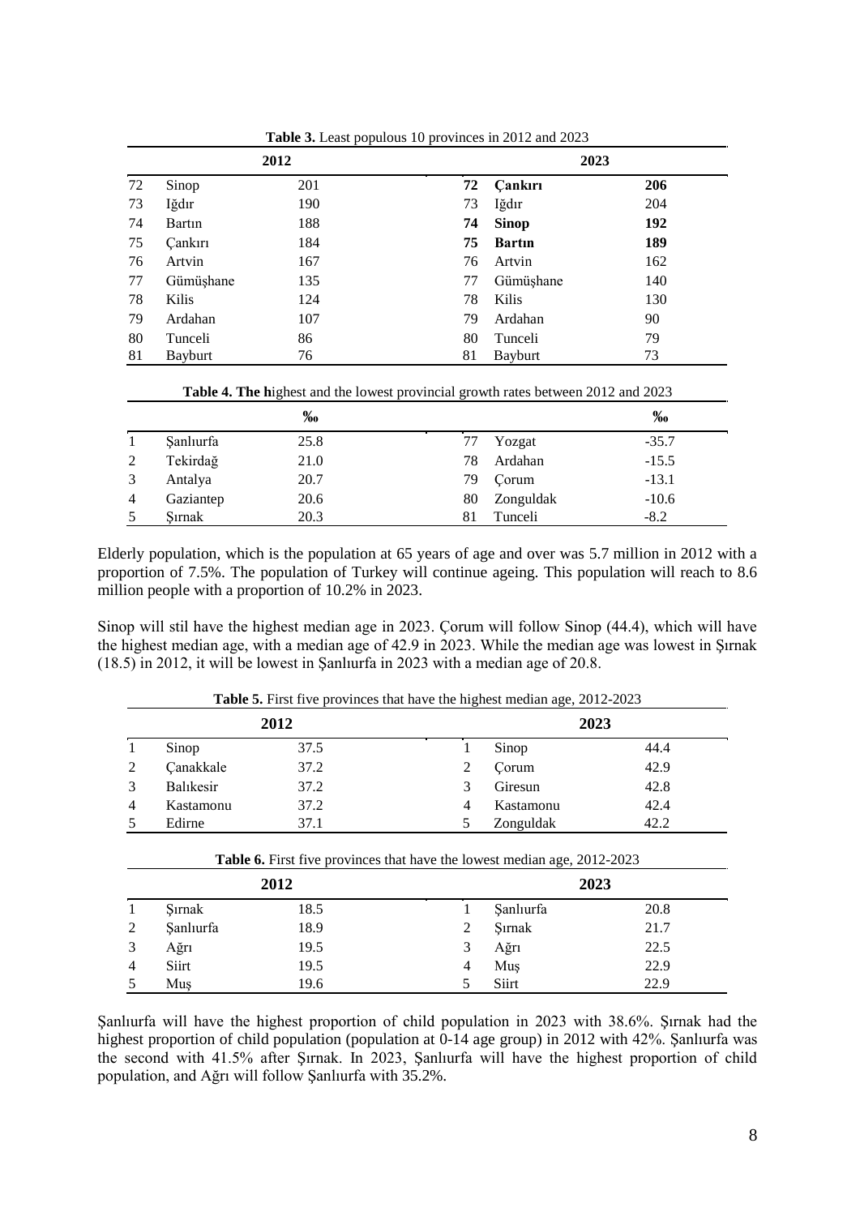**Table 3.** Least populous 10 provinces in 2012 and 2023

| 2012 | | | 2023 | | |
|---|---|---|---|---|---|
| 72 | Sinop | 201 | **72** | **Çankırı** | **206** |
| 73 | Iğdır | 190 | 73 | Iğdır | 204 |
| 74 | Bartın | 188 | **74** | **Sinop** | **192** |
| 75 | Çankırı | 184 | **75** | **Bartın** | **189** |
| 76 | Artvin | 167 | 76 | Artvin | 162 |
| 77 | Gümüşhane | 135 | 77 | Gümüşhane | 140 |
| 78 | Kilis | 124 | 78 | Kilis | 130 |
| 79 | Ardahan | 107 | 79 | Ardahan | 90 |
| 80 | Tunceli | 86 | 80 | Tunceli | 79 |
| 81 | Bayburt | 76 | 81 | Bayburt | 73 |

**Table 4. The h**ighest and the lowest provincial growth rates between 2012 and 2023

| | | ‰ | | | ‰ |
|---|---|---|---|---|---|
| 1 | Şanlıurfa | 25.8 | 77 | Yozgat | -35.7 |
| 2 | Tekirdağ | 21.0 | 78 | Ardahan | -15.5 |
| 3 | Antalya | 20.7 | 79 | Çorum | -13.1 |
| 4 | Gaziantep | 20.6 | 80 | Zonguldak | -10.6 |
| 5 | Şırnak | 20.3 | 81 | Tunceli | -8.2 |

Elderly population, which is the population at 65 years of age and over was 5.7 million in 2012 with a proportion of 7.5%. The population of Turkey will continue ageing. This population will reach to 8.6 million people with a proportion of 10.2% in 2023.

Sinop will stil have the highest median age in 2023. Çorum will follow Sinop (44.4), which will have the highest median age, with a median age of 42.9 in 2023. While the median age was lowest in Şırnak (18.5) in 2012, it will be lowest in Şanlıurfa in 2023 with a median age of 20.8.

**Table 5.** First five provinces that have the highest median age, 2012-2023

| 2012 | | | 2023 | | |
|---|---|---|---|---|---|
| 1 | Sinop | 37.5 | 1 | Sinop | 44.4 |
| 2 | Çanakkale | 37.2 | 2 | Çorum | 42.9 |
| 3 | Balıkesir | 37.2 | 3 | Giresun | 42.8 |
| 4 | Kastamonu | 37.2 | 4 | Kastamonu | 42.4 |
| 5 | Edirne | 37.1 | 5 | Zonguldak | 42.2 |

**Table 6.** First five provinces that have the lowest median age, 2012-2023

| 2012 | | | 2023 | | |
|---|---|---|---|---|---|
| 1 | Şırnak | 18.5 | 1 | Şanlıurfa | 20.8 |
| 2 | Şanlıurfa | 18.9 | 2 | Şırnak | 21.7 |
| 3 | Ağrı | 19.5 | 3 | Ağrı | 22.5 |
| 4 | Siirt | 19.5 | 4 | Muş | 22.9 |
| 5 | Muş | 19.6 | 5 | Siirt | 22.9 |

Şanlıurfa will have the highest proportion of child population in 2023 with 38.6%. Şırnak had the highest proportion of child population (population at 0-14 age group) in 2012 with 42%. Şanlıurfa was the second with 41.5% after Şırnak. In 2023, Şanlıurfa will have the highest proportion of child population, and Ağrı will follow Şanlıurfa with 35.2%.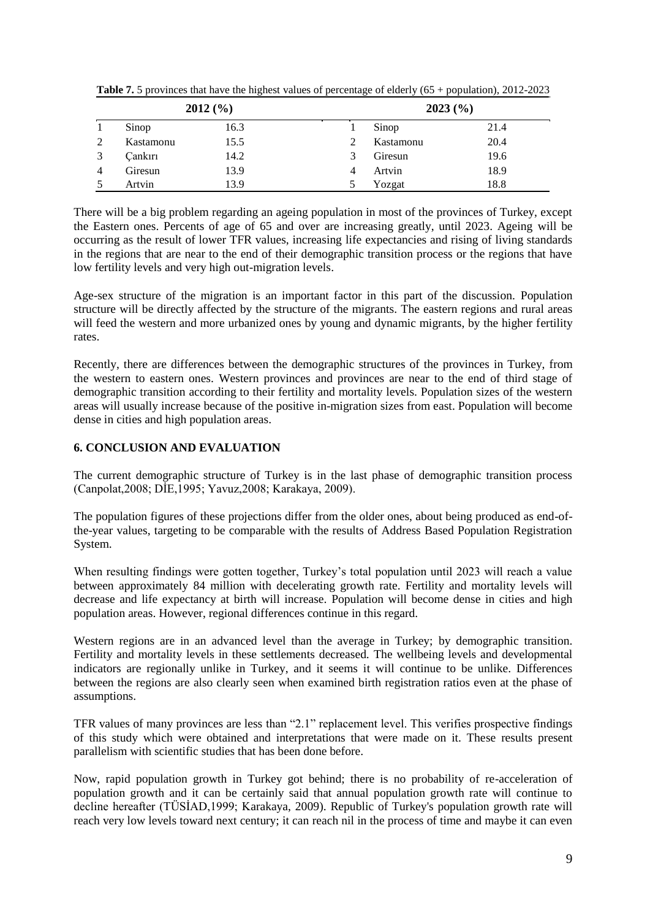**Table 7.** 5 provinces that have the highest values of percentage of elderly (65 + population), 2012-2023

| | 2012 (%) | | | 2023 (%) | |
|---|---|---|---|---|---|
| 1 | Sinop | 16.3 | 1 | Sinop | 21.4 |
| 2 | Kastamonu | 15.5 | 2 | Kastamonu | 20.4 |
| 3 | Çankırı | 14.2 | 3 | Giresun | 19.6 |
| 4 | Giresun | 13.9 | 4 | Artvin | 18.9 |
| 5 | Artvin | 13.9 | 5 | Yozgat | 18.8 |

There will be a big problem regarding an ageing population in most of the provinces of Turkey, except the Eastern ones. Percents of age of 65 and over are increasing greatly, until 2023. Ageing will be occurring as the result of lower TFR values, increasing life expectancies and rising of living standards in the regions that are near to the end of their demographic transition process or the regions that have low fertility levels and very high out-migration levels.

Age-sex structure of the migration is an important factor in this part of the discussion. Population structure will be directly affected by the structure of the migrants. The eastern regions and rural areas will feed the western and more urbanized ones by young and dynamic migrants, by the higher fertility rates.

Recently, there are differences between the demographic structures of the provinces in Turkey, from the western to eastern ones. Western provinces and provinces are near to the end of third stage of demographic transition according to their fertility and mortality levels. Population sizes of the western areas will usually increase because of the positive in-migration sizes from east. Population will become dense in cities and high population areas.

## 6. CONCLUSION AND EVALUATION

The current demographic structure of Turkey is in the last phase of demographic transition process (Canpolat,2008; DİE,1995; Yavuz,2008; Karakaya, 2009).

The population figures of these projections differ from the older ones, about being produced as end-of-the-year values, targeting to be comparable with the results of Address Based Population Registration System.

When resulting findings were gotten together, Turkey's total population until 2023 will reach a value between approximately 84 million with decelerating growth rate. Fertility and mortality levels will decrease and life expectancy at birth will increase. Population will become dense in cities and high population areas. However, regional differences continue in this regard.

Western regions are in an advanced level than the average in Turkey; by demographic transition. Fertility and mortality levels in these settlements decreased. The wellbeing levels and developmental indicators are regionally unlike in Turkey, and it seems it will continue to be unlike. Differences between the regions are also clearly seen when examined birth registration ratios even at the phase of assumptions.

TFR values of many provinces are less than "2.1" replacement level. This verifies prospective findings of this study which were obtained and interpretations that were made on it. These results present parallelism with scientific studies that has been done before.

Now, rapid population growth in Turkey got behind; there is no probability of re-acceleration of population growth and it can be certainly said that annual population growth rate will continue to decline hereafter (TÜSİAD,1999; Karakaya, 2009). Republic of Turkey's population growth rate will reach very low levels toward next century; it can reach nil in the process of time and maybe it can even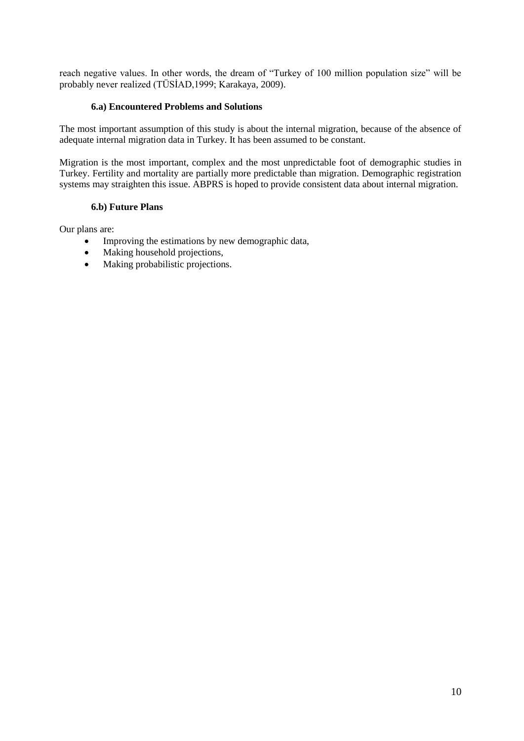reach negative values. In other words, the dream of "Turkey of 100 million population size" will be probably never realized (TÜSİAD,1999; Karakaya, 2009).

### 6.a) Encountered Problems and Solutions

The most important assumption of this study is about the internal migration, because of the absence of adequate internal migration data in Turkey. It has been assumed to be constant.

Migration is the most important, complex and the most unpredictable foot of demographic studies in Turkey. Fertility and mortality are partially more predictable than migration. Demographic registration systems may straighten this issue. ABPRS is hoped to provide consistent data about internal migration.

### 6.b) Future Plans

Our plans are:

- Improving the estimations by new demographic data,
- Making household projections,
- Making probabilistic projections.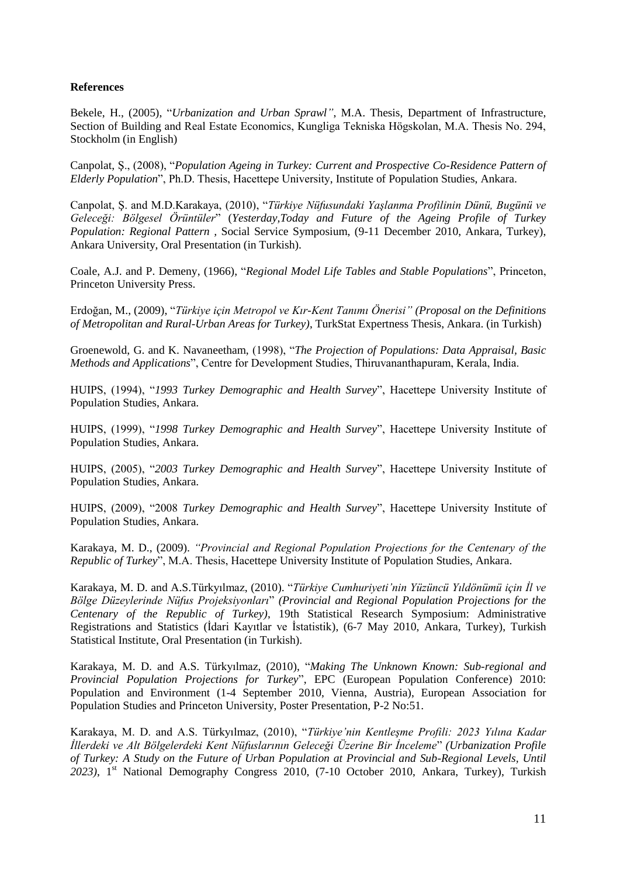**References**

Bekele, H., (2005), "*Urbanization and Urban Sprawl"*, M.A. Thesis, Department of Infrastructure, Section of Building and Real Estate Economics, Kungliga Tekniska Högskolan, M.A. Thesis No. 294, Stockholm (in English)

Canpolat, Ş., (2008), "*Population Ageing in Turkey: Current and Prospective Co-Residence Pattern of Elderly Population*", Ph.D. Thesis, Hacettepe University, Institute of Population Studies, Ankara.

Canpolat, Ş. and M.D.Karakaya, (2010), "*Türkiye Nüfusundaki Yaşlanma Profilinin Dünü, Bugünü ve Geleceği: Bölgesel Örüntüler*" (*Yesterday,Today and Future of the Ageing Profile of Turkey Population: Regional Pattern ,* Social Service Symposium, (9-11 December 2010, Ankara, Turkey), Ankara University, Oral Presentation (in Turkish).

Coale, A.J. and P. Demeny, (1966), "*Regional Model Life Tables and Stable Populations*", Princeton, Princeton University Press.

Erdoğan, M., (2009), "*Türkiye için Metropol ve Kır-Kent Tanımı Önerisi" (Proposal on the Definitions of Metropolitan and Rural-Urban Areas for Turkey)*, TurkStat Expertness Thesis, Ankara. (in Turkish)

Groenewold, G. and K. Navaneetham, (1998), "*The Projection of Populations: Data Appraisal, Basic Methods and Applications*", Centre for Development Studies, Thiruvananthapuram, Kerala, India.

HUIPS, (1994), "*1993 Turkey Demographic and Health Survey*", Hacettepe University Institute of Population Studies, Ankara.

HUIPS, (1999), "*1998 Turkey Demographic and Health Survey*", Hacettepe University Institute of Population Studies, Ankara.

HUIPS, (2005), "*2003 Turkey Demographic and Health Survey*", Hacettepe University Institute of Population Studies, Ankara.

HUIPS, (2009), "2008 *Turkey Demographic and Health Survey*", Hacettepe University Institute of Population Studies, Ankara.

Karakaya, M. D., (2009). *"Provincial and Regional Population Projections for the Centenary of the Republic of Turkey*", M.A. Thesis, Hacettepe University Institute of Population Studies, Ankara.

Karakaya, M. D. and A.S.Türkyılmaz, (2010). "*Türkiye Cumhuriyeti'nin Yüzüncü Yıldönümü için İl ve Bölge Düzeylerinde Nüfus Projeksiyonları*" *(Provincial and Regional Population Projections for the Centenary of the Republic of Turkey)*, 19th Statistical Research Symposium: Administrative Registrations and Statistics (İdari Kayıtlar ve İstatistik), (6-7 May 2010, Ankara, Turkey), Turkish Statistical Institute, Oral Presentation (in Turkish).

Karakaya, M. D. and A.S. Türkyılmaz, (2010), "*Making The Unknown Known: Sub-regional and Provincial Population Projections for Turkey*", EPC (European Population Conference) 2010: Population and Environment (1-4 September 2010, Vienna, Austria), European Association for Population Studies and Princeton University, Poster Presentation, P-2 No:51.

Karakaya, M. D. and A.S. Türkyılmaz, (2010), "*Türkiye'nin Kentleşme Profili: 2023 Yılına Kadar İllerdeki ve Alt Bölgelerdeki Kent Nüfuslarının Geleceği Üzerine Bir İnceleme*" *(Urbanization Profile of Turkey: A Study on the Future of Urban Population at Provincial and Sub-Regional Levels, Until 2023)*, 1st National Demography Congress 2010, (7-10 October 2010, Ankara, Turkey), Turkish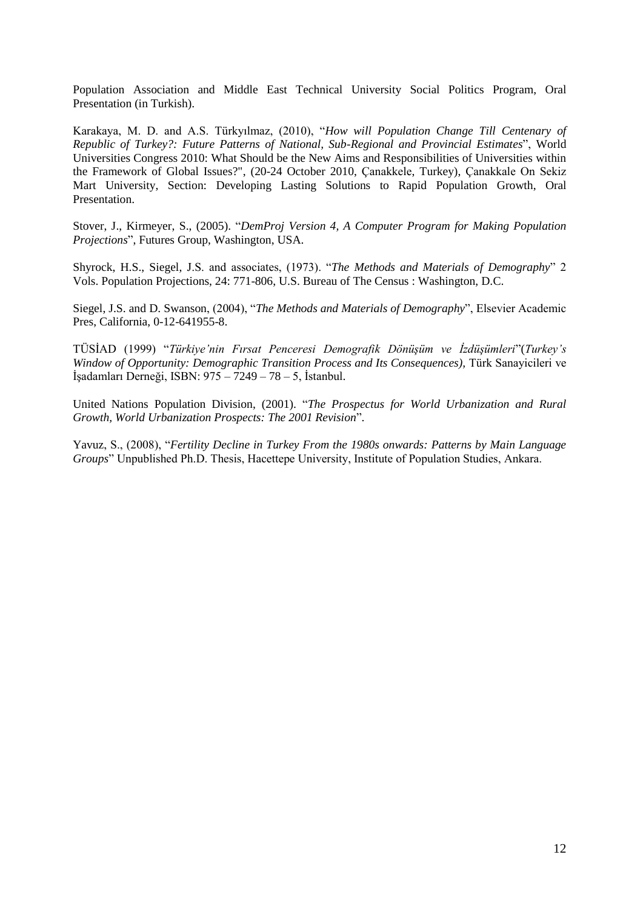Population Association and Middle East Technical University Social Politics Program, Oral Presentation (in Turkish).

Karakaya, M. D. and A.S. Türkyılmaz, (2010), "*How will Population Change Till Centenary of Republic of Turkey?: Future Patterns of National, Sub-Regional and Provincial Estimates*", World Universities Congress 2010: What Should be the New Aims and Responsibilities of Universities within the Framework of Global Issues?", (20-24 October 2010, Çanakkele, Turkey), Çanakkale On Sekiz Mart University, Section: Developing Lasting Solutions to Rapid Population Growth, Oral Presentation.

Stover, J., Kirmeyer, S., (2005). "*DemProj Version 4, A Computer Program for Making Population Projections*", Futures Group, Washington, USA.

Shyrock, H.S., Siegel, J.S. and associates, (1973). "*The Methods and Materials of Demography*" 2 Vols. Population Projections, 24: 771-806, U.S. Bureau of The Census : Washington, D.C.

Siegel, J.S. and D. Swanson, (2004), "*The Methods and Materials of Demography*", Elsevier Academic Pres, California, 0-12-641955-8.

TÜSİAD (1999) "*Türkiye'nin Fırsat Penceresi Demografik Dönüşüm ve İzdüşümleri*"(*Turkey's Window of Opportunity: Demographic Transition Process and Its Consequences),* Türk Sanayicileri ve İşadamları Derneği, ISBN: 975 – 7249 – 78 – 5, İstanbul.

United Nations Population Division, (2001). "*The Prospectus for World Urbanization and Rural Growth, World Urbanization Prospects: The 2001 Revision*".

Yavuz, S., (2008), "*Fertility Decline in Turkey From the 1980s onwards: Patterns by Main Language Groups*" Unpublished Ph.D. Thesis, Hacettepe University, Institute of Population Studies, Ankara.